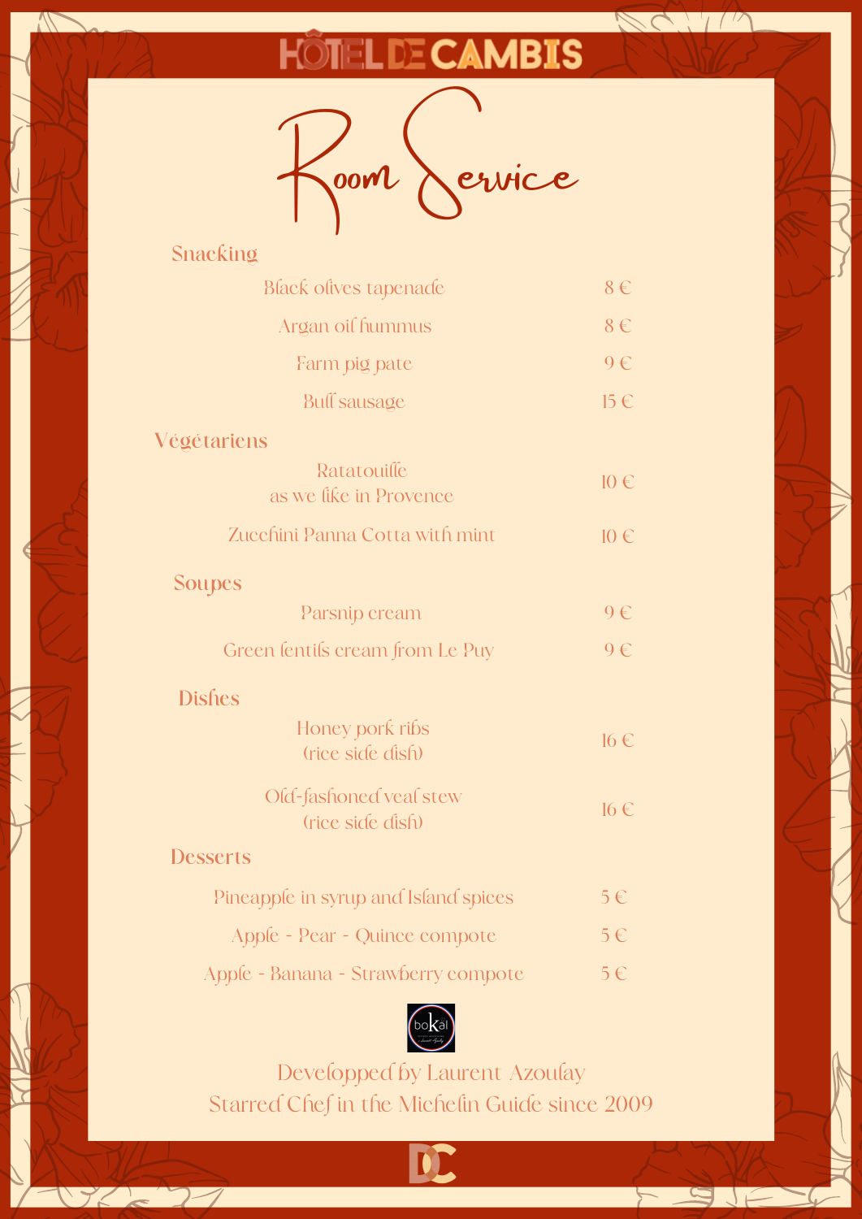# HÔTEL DE CAMBIS

# Room Service

## Snacking

| Item | Price |
| --- | --- |
| Black olives tapenade | 8 € |
| Argan oil hummus | 8 € |
| Farm pig pate | 9 € |
| Bull sausage | 15 € |

## Végétariens

| Item | Price |
| --- | --- |
| Ratatouille as we like in Provence | 10 € |
| Zucchini Panna Cotta with mint | 10 € |

## Soupes

| Item | Price |
| --- | --- |
| Parsnip cream | 9 € |
| Green lentils cream from Le Puy | 9 € |

## Dishes

| Item | Price |
| --- | --- |
| Honey pork ribs (rice side dish) | 16 € |
| Old-fashioned veal stew (rice side dish) | 16 € |

## Desserts

| Item | Price |
| --- | --- |
| Pineapple in syrup and Island spices | 5 € |
| Apple - Pear - Quince compote | 5 € |
| Apple - Banana - Strawberry compote | 5 € |

boKál

Developped by Laurent Azoulay
Starred Chef in the Michelin Guide since 2009

DC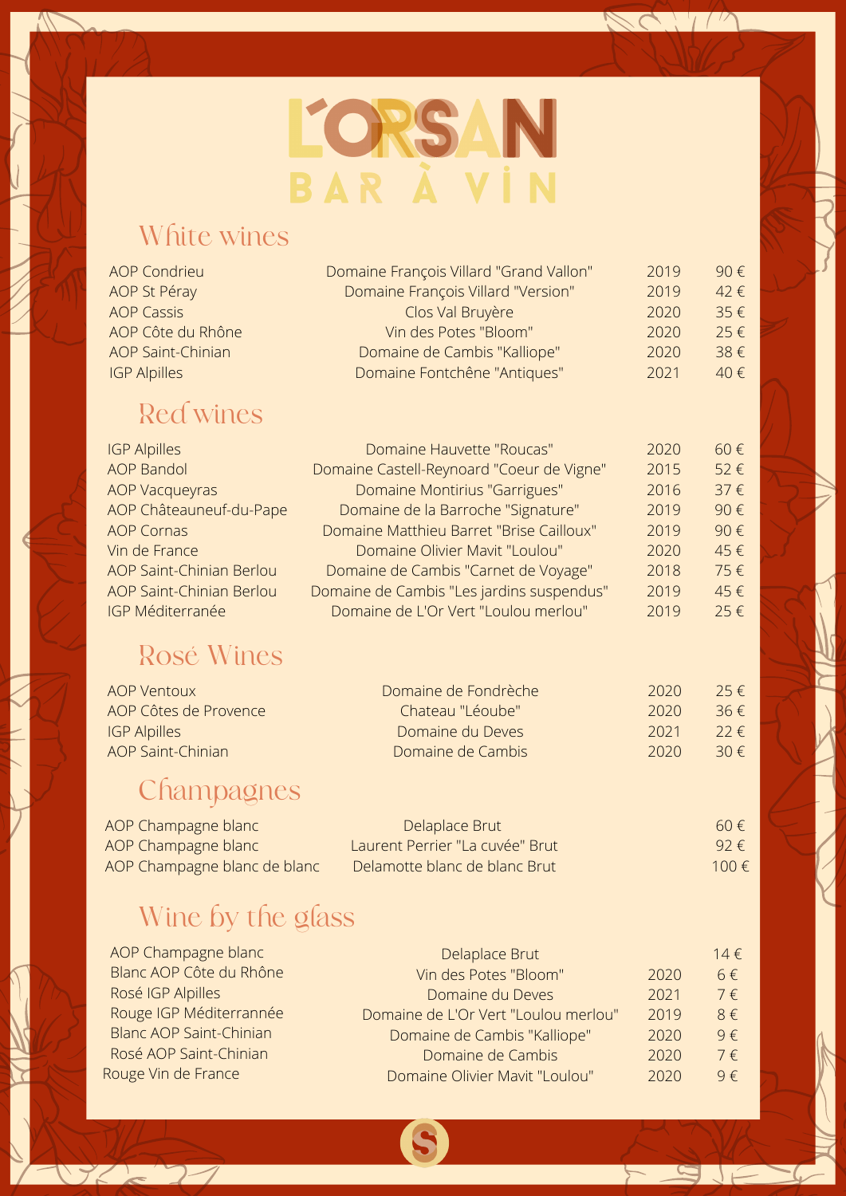# L'ORSAN

## BAR À VIN

## White wines

| | | | |
|---|---|---|---|
| AOP Condrieu | Domaine François Villard "Grand Vallon" | 2019 | 90 € |
| AOP St Péray | Domaine François Villard "Version" | 2019 | 42 € |
| AOP Cassis | Clos Val Bruyère | 2020 | 35 € |
| AOP Côte du Rhône | Vin des Potes "Bloom" | 2020 | 25 € |
| AOP Saint-Chinian | Domaine de Cambis "Kalliope" | 2020 | 38 € |
| IGP Alpilles | Domaine Fontchêne "Antiques" | 2021 | 40 € |

## Red wines

| | | | |
|---|---|---|---|
| IGP Alpilles | Domaine Hauvette "Roucas" | 2020 | 60 € |
| AOP Bandol | Domaine Castell-Reynoard "Coeur de Vigne" | 2015 | 52 € |
| AOP Vacqueyras | Domaine Montirius "Garrigues" | 2016 | 37 € |
| AOP Châteauneuf-du-Pape | Domaine de la Barroche "Signature" | 2019 | 90 € |
| AOP Cornas | Domaine Matthieu Barret "Brise Cailloux" | 2019 | 90 € |
| Vin de France | Domaine Olivier Mavit "Loulou" | 2020 | 45 € |
| AOP Saint-Chinian Berlou | Domaine de Cambis "Carnet de Voyage" | 2018 | 75 € |
| AOP Saint-Chinian Berlou | Domaine de Cambis "Les jardins suspendus" | 2019 | 45 € |
| IGP Méditerranée | Domaine de L'Or Vert "Loulou merlou" | 2019 | 25 € |

## Rosé Wines

| | | | |
|---|---|---|---|
| AOP Ventoux | Domaine de Fondrèche | 2020 | 25 € |
| AOP Côtes de Provence | Chateau "Léoube" | 2020 | 36 € |
| IGP Alpilles | Domaine du Deves | 2021 | 22 € |
| AOP Saint-Chinian | Domaine de Cambis | 2020 | 30 € |

## Champagnes

| | | | |
|---|---|---|---|
| AOP Champagne blanc | Delaplace Brut | | 60 € |
| AOP Champagne blanc | Laurent Perrier "La cuvée" Brut | | 92 € |
| AOP Champagne blanc de blanc | Delamotte blanc de blanc Brut | | 100 € |

## Wine by the glass

| | | | |
|---|---|---|---|
| AOP Champagne blanc | Delaplace Brut | | 14 € |
| Blanc AOP Côte du Rhône | Vin des Potes "Bloom" | 2020 | 6 € |
| Rosé IGP Alpilles | Domaine du Deves | 2021 | 7 € |
| Rouge IGP Méditerrannée | Domaine de L'Or Vert "Loulou merlou" | 2019 | 8 € |
| Blanc AOP Saint-Chinian | Domaine de Cambis "Kalliope" | 2020 | 9 € |
| Rosé AOP Saint-Chinian | Domaine de Cambis | 2020 | 7 € |
| Rouge Vin de France | Domaine Olivier Mavit "Loulou" | 2020 | 9 € |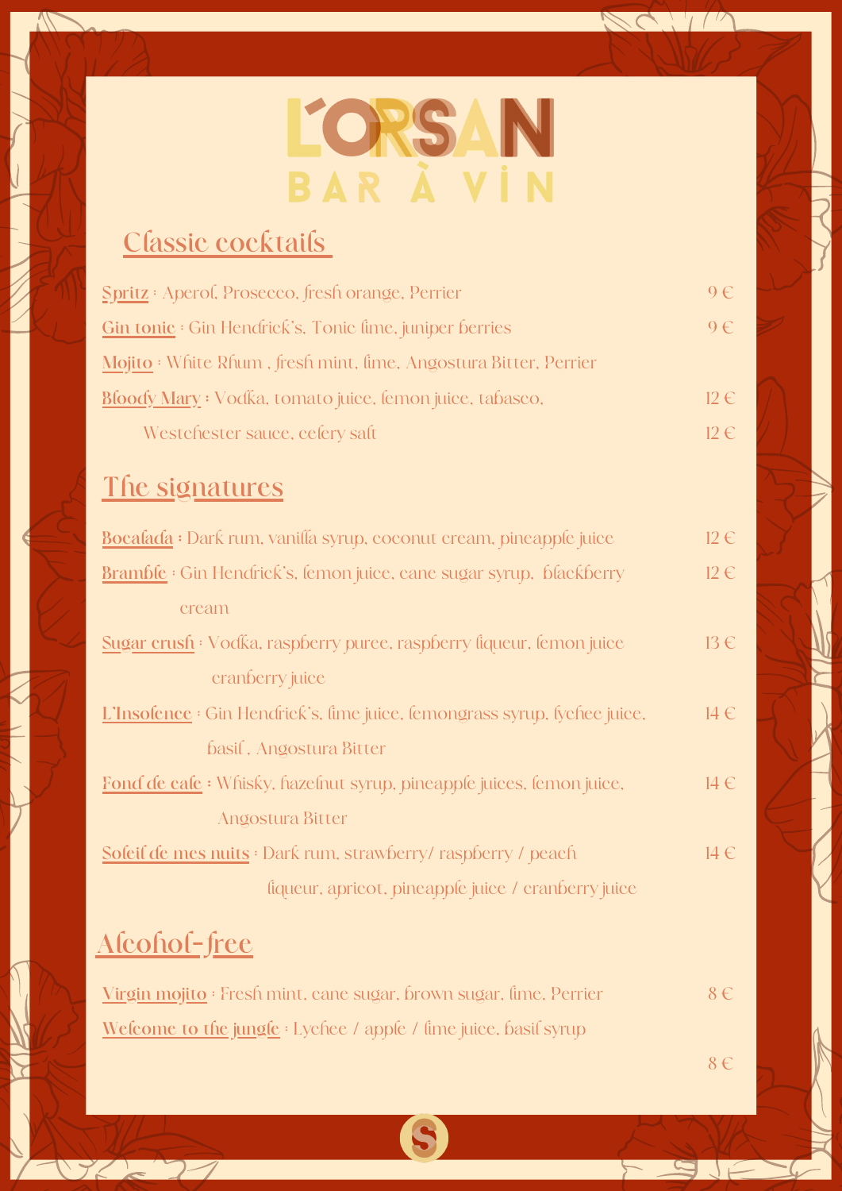# L'ORSAN
## BAR À VIN

## Classic cocktails

**Spritz** : Aperol, Prosecco, fresh orange, Perrier — 9 €

**Gin tonic** : Gin Hendrick's, Tonic lime, juniper berries — 9 €

**Mojito** : White Rhum , fresh mint, lime, Angostura Bitter, Perrier

**Bloody Mary** : Vodka, tomato juice, lemon juice, tabasco, — 12 €
Westchester sauce, celery salt — 12 €

## The signatures

**Bocalada** : Dark rum, vanilla syrup, coconut cream, pineapple juice — 12 €

**Bramble** : Gin Hendrick's, lemon juice, cane sugar syrup, blackberry cream — 12 €

**Sugar crush** : Vodka, raspberry puree, raspberry liqueur, lemon juice cranberry juice — 13 €

**L'Insolence** : Gin Hendrick's, lime juice, lemongrass syrup, lychee juice, basil , Angostura Bitter — 14 €

**Fond de cale** : Whisky, hazelnut syrup, pineapple juices, lemon juice, Angostura Bitter — 14 €

**Soleil de mes nuits** : Dark rum, strawberry/ raspberry / peach liqueur, apricot, pineapple juice / cranberry juice — 14 €

## Alcohol-free

**Virgin mojito** : Fresh mint, cane sugar, brown sugar, lime, Perrier — 8 €

**Welcome to the jungle** : Lychee / apple / lime juice, basil syrup

8 €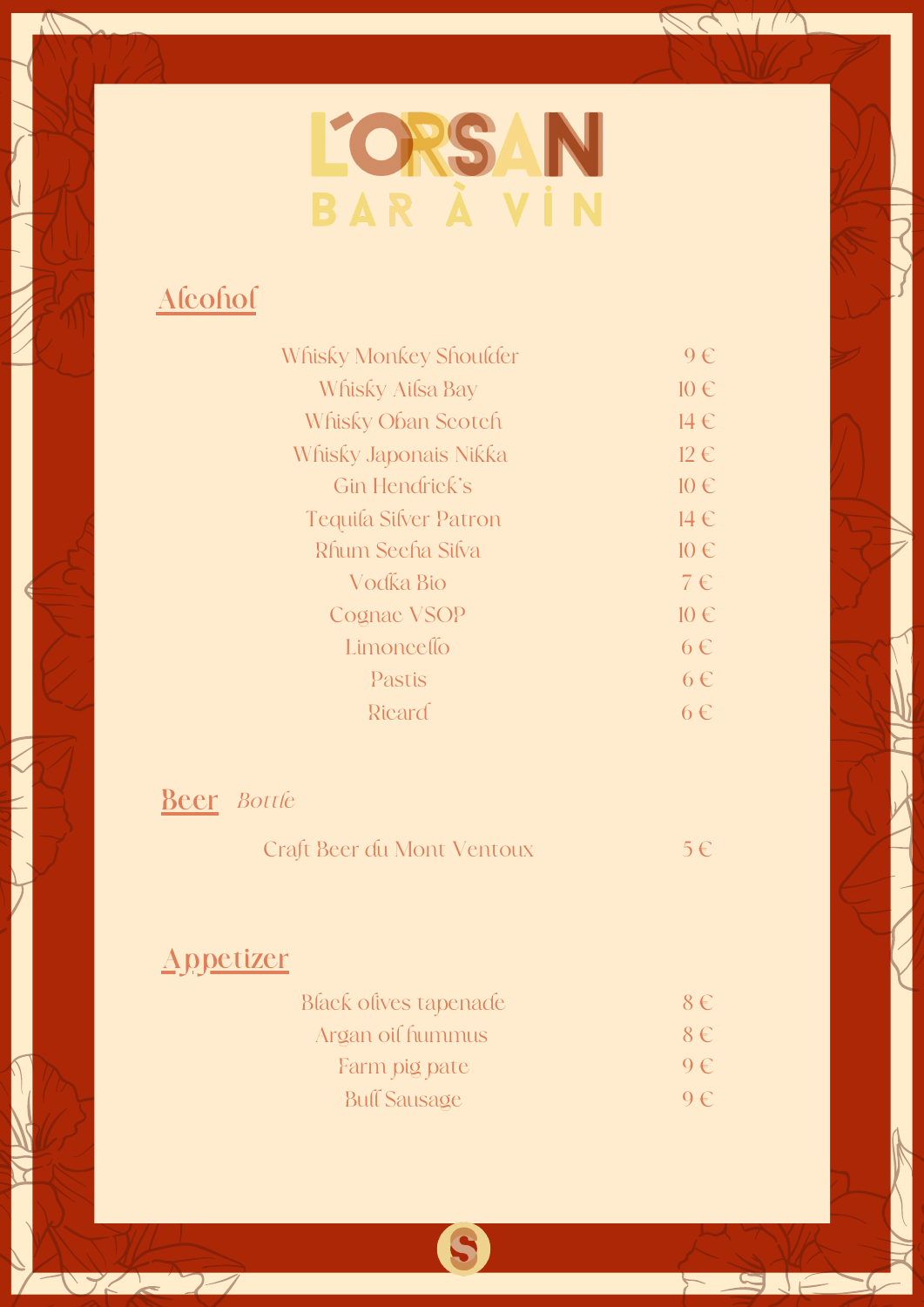# L'ORSAN

## BAR À VIN

## Alcohol

| Item | Price |
| --- | --- |
| Whisky Monkey Shoulder | 9 € |
| Whisky Ailsa Bay | 10 € |
| Whisky Oban Scotch | 14 € |
| Whisky Japonais Nikka | 12 € |
| Gin Hendrick's | 10 € |
| Tequila Silver Patron | 14 € |
| Rhum Secha Silva | 10 € |
| Vodka Bio | 7 € |
| Cognac VSOP | 10 € |
| Limoncello | 6 € |
| Pastis | 6 € |
| Ricard | 6 € |

## Beer *Bottle*

| Item | Price |
| --- | --- |
| Craft Beer du Mont Ventoux | 5 € |

## Appetizer

| Item | Price |
| --- | --- |
| Black olives tapenade | 8 € |
| Argan oil hummus | 8 € |
| Farm pig pate | 9 € |
| Bull Sausage | 9 € |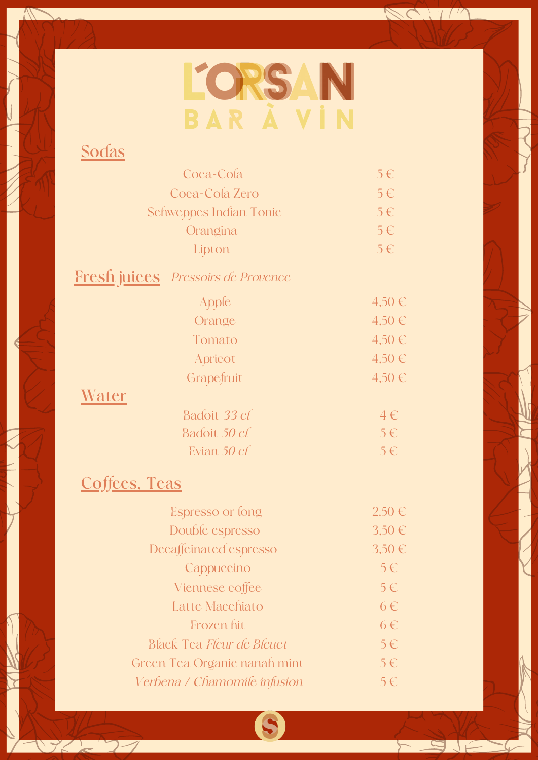# L'ORSAN

## BAR À VIN

## Sodas

| | |
|---|---|
| Coca-Cola | 5 € |
| Coca-Cola Zero | 5 € |
| Schweppes Indian Tonic | 5 € |
| Orangina | 5 € |
| Lipton | 5 € |

## Fresh juices *Pressoirs de Provence*

| | |
|---|---|
| Apple | 4,50 € |
| Orange | 4,50 € |
| Tomato | 4,50 € |
| Apricot | 4,50 € |
| Grapefruit | 4,50 € |

## Water

| | |
|---|---|
| Badoit *33 cl* | 4 € |
| Badoit *50 cl* | 5 € |
| Evian *50 cl* | 5 € |

## Coffees, Teas

| | |
|---|---|
| Espresso or long | 2,50 € |
| Double espresso | 3,50 € |
| Decaffeinated espresso | 3,50 € |
| Cappuccino | 5 € |
| Viennese coffee | 5 € |
| Latte Macchiato | 6 € |
| Frozen hit | 6 € |
| Black Tea *Fleur de Bleuet* | 5 € |
| Green Tea Organic nanah mint | 5 € |
| *Verbena / Chamomile infusion* | 5 € |